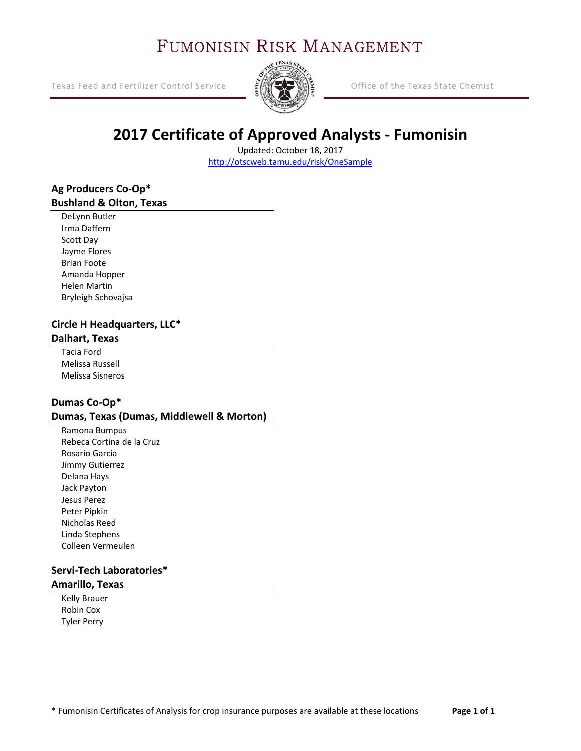# Fumonisin Risk Management

Texas Feed and Fertilizer Control Service

Office of the Texas State Chemist

## 2017 Certificate of Approved Analysts - Fumonisin

Updated: October 18, 2017

http://otscweb.tamu.edu/risk/OneSample

### Ag Producers Co-Op*
### Bushland & Olton, Texas

DeLynn Butler
Irma Daffern
Scott Day
Jayme Flores
Brian Foote
Amanda Hopper
Helen Martin
Bryleigh Schovajsa

### Circle H Headquarters, LLC*
### Dalhart, Texas

Tacia Ford
Melissa Russell
Melissa Sisneros

### Dumas Co-Op*
### Dumas, Texas (Dumas, Middlewell & Morton)

Ramona Bumpus
Rebeca Cortina de la Cruz
Rosario Garcia
Jimmy Gutierrez
Delana Hays
Jack Payton
Jesus Perez
Peter Pipkin
Nicholas Reed
Linda Stephens
Colleen Vermeulen

### Servi-Tech Laboratories*
### Amarillo, Texas

Kelly Brauer
Robin Cox
Tyler Perry

* Fumonisin Certificates of Analysis for crop insurance purposes are available at these locations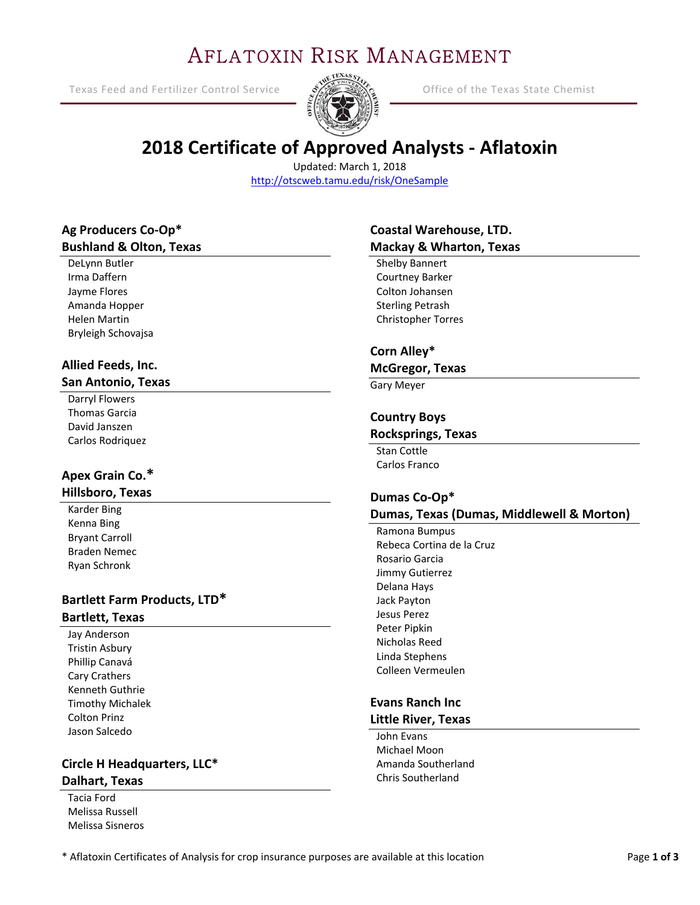# AFLATOXIN RISK MANAGEMENT

Texas Feed and Fertilizer Control Service | Office of the Texas State Chemist

## 2018 Certificate of Approved Analysts - Aflatoxin

Updated: March 1, 2018
http://otscweb.tamu.edu/risk/OneSample

### Ag Producers Co-Op*
### Bushland & Olton, Texas

- DeLynn Butler
- Irma Daffern
- Jayme Flores
- Amanda Hopper
- Helen Martin
- Bryleigh Schovajsa

### Allied Feeds, Inc.
### San Antonio, Texas

- Darryl Flowers
- Thomas Garcia
- David Janszen
- Carlos Rodriquez

### Apex Grain Co.*
### Hillsboro, Texas

- Karder Bing
- Kenna Bing
- Bryant Carroll
- Braden Nemec
- Ryan Schronk

### Bartlett Farm Products, LTD*
### Bartlett, Texas

- Jay Anderson
- Tristin Asbury
- Phillip Canavá
- Cary Crathers
- Kenneth Guthrie
- Timothy Michalek
- Colton Prinz
- Jason Salcedo

### Circle H Headquarters, LLC*
### Dalhart, Texas

- Tacia Ford
- Melissa Russell
- Melissa Sisneros

### Coastal Warehouse, LTD.
### Mackay & Wharton, Texas

- Shelby Bannert
- Courtney Barker
- Colton Johansen
- Sterling Petrash
- Christopher Torres

### Corn Alley*
### McGregor, Texas

- Gary Meyer

### Country Boys
### Rocksprings, Texas

- Stan Cottle
- Carlos Franco

### Dumas Co-Op*
### Dumas, Texas (Dumas, Middlewell & Morton)

- Ramona Bumpus
- Rebeca Cortina de la Cruz
- Rosario Garcia
- Jimmy Gutierrez
- Delana Hays
- Jack Payton
- Jesus Perez
- Peter Pipkin
- Nicholas Reed
- Linda Stephens
- Colleen Vermeulen

### Evans Ranch Inc
### Little River, Texas

- John Evans
- Michael Moon
- Amanda Southerland
- Chris Southerland

\* Aflatoxin Certificates of Analysis for crop insurance purposes are available at this location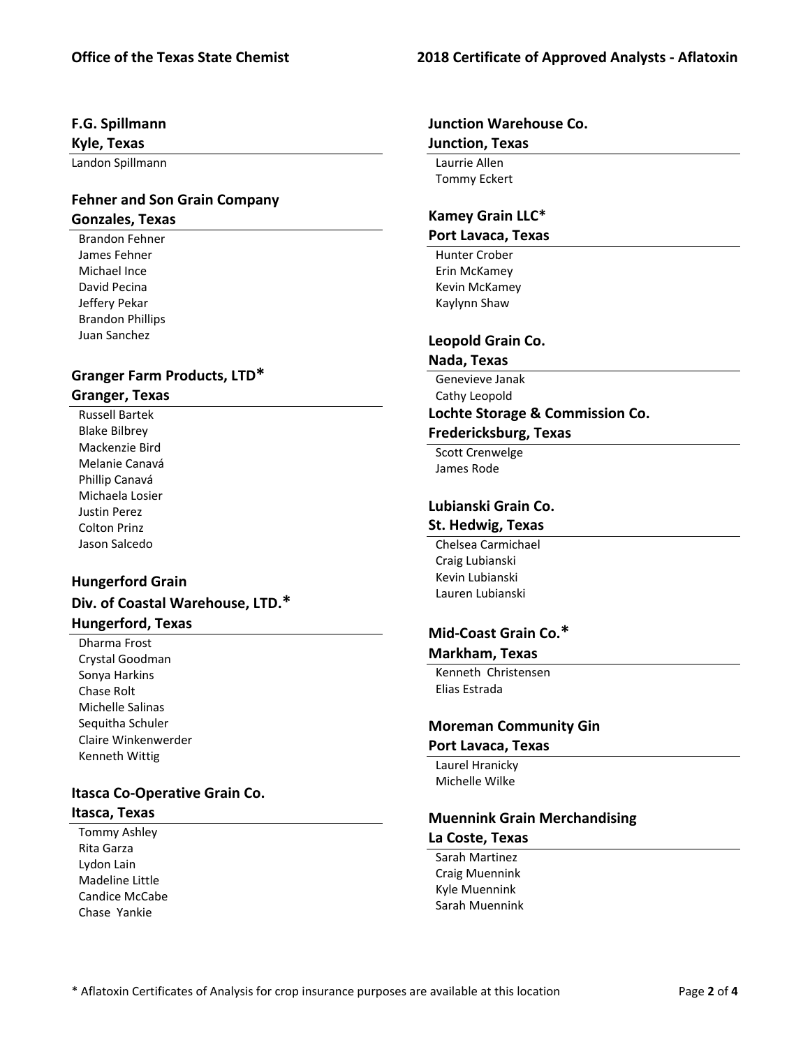### F.G. Spillmann
### Kyle, Texas

Landon Spillmann

### Fehner and Son Grain Company
### Gonzales, Texas

Brandon Fehner
James Fehner
Michael Ince
David Pecina
Jeffery Pekar
Brandon Phillips
Juan Sanchez

### Granger Farm Products, LTD*
### Granger, Texas

Russell Bartek
Blake Bilbrey
Mackenzie Bird
Melanie Canavá
Phillip Canavá
Michaela Losier
Justin Perez
Colton Prinz
Jason Salcedo

### Hungerford Grain
### Div. of Coastal Warehouse, LTD.*
### Hungerford, Texas

Dharma Frost
Crystal Goodman
Sonya Harkins
Chase Rolt
Michelle Salinas
Sequitha Schuler
Claire Winkenwerder
Kenneth Wittig

### Itasca Co-Operative Grain Co.
### Itasca, Texas

Tommy Ashley
Rita Garza
Lydon Lain
Madeline Little
Candice McCabe
Chase Yankie

### Junction Warehouse Co.
### Junction, Texas

Laurrie Allen
Tommy Eckert

### Kamey Grain LLC*
### Port Lavaca, Texas

Hunter Crober
Erin McKamey
Kevin McKamey
Kaylynn Shaw

### Leopold Grain Co.
### Nada, Texas

Genevieve Janak
Cathy Leopold

### Lochte Storage & Commission Co.
### Fredericksburg, Texas

Scott Crenwelge
James Rode

### Lubianski Grain Co.
### St. Hedwig, Texas

Chelsea Carmichael
Craig Lubianski
Kevin Lubianski
Lauren Lubianski

### Mid-Coast Grain Co.*
### Markham, Texas

Kenneth Christensen
Elias Estrada

### Moreman Community Gin
### Port Lavaca, Texas

Laurel Hranicky
Michelle Wilke

### Muennink Grain Merchandising
### La Coste, Texas

Sarah Martinez
Craig Muennink
Kyle Muennink
Sarah Muennink

\* Aflatoxin Certificates of Analysis for crop insurance purposes are available at this location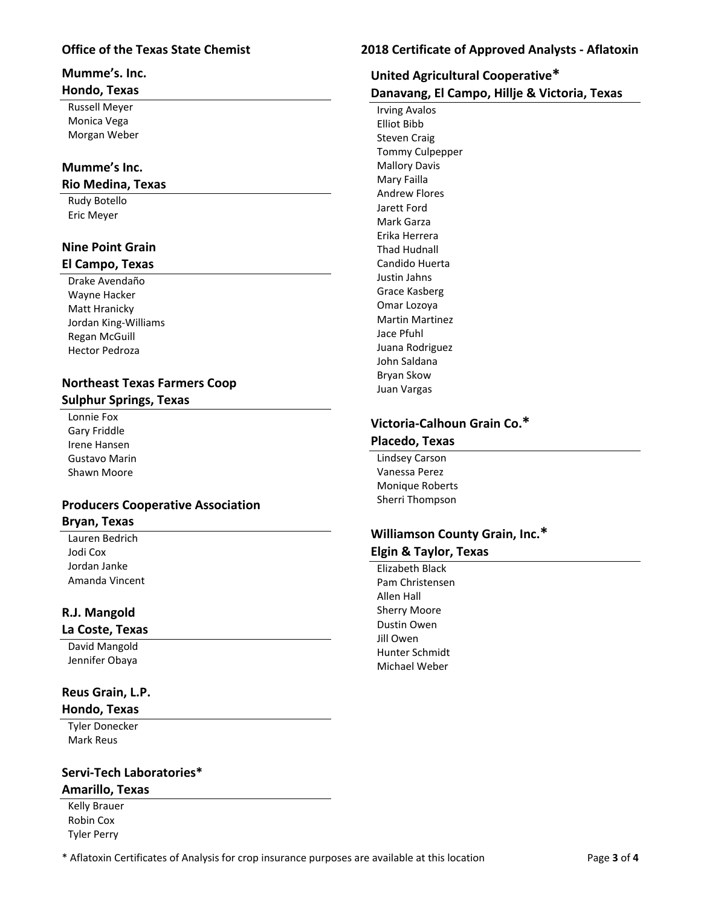## Mumme's. Inc.
## Hondo, Texas

Russell Meyer
Monica Vega
Morgan Weber

## Mumme's Inc.
## Rio Medina, Texas

Rudy Botello
Eric Meyer

## Nine Point Grain
## El Campo, Texas

Drake Avendaño
Wayne Hacker
Matt Hranicky
Jordan King-Williams
Regan McGuill
Hector Pedroza

## Northeast Texas Farmers Coop
## Sulphur Springs, Texas

Lonnie Fox
Gary Friddle
Irene Hansen
Gustavo Marin
Shawn Moore

## Producers Cooperative Association
## Bryan, Texas

Lauren Bedrich
Jodi Cox
Jordan Janke
Amanda Vincent

## R.J. Mangold
## La Coste, Texas

David Mangold
Jennifer Obaya

## Reus Grain, L.P.
## Hondo, Texas

Tyler Donecker
Mark Reus

## Servi-Tech Laboratories*
## Amarillo, Texas

Kelly Brauer
Robin Cox
Tyler Perry

## United Agricultural Cooperative*
## Danavang, El Campo, Hillje & Victoria, Texas

Irving Avalos
Elliot Bibb
Steven Craig
Tommy Culpepper
Mallory Davis
Mary Failla
Andrew Flores
Jarett Ford
Mark Garza
Erika Herrera
Thad Hudnall
Candido Huerta
Justin Jahns
Grace Kasberg
Omar Lozoya
Martin Martinez
Jace Pfuhl
Juana Rodriguez
John Saldana
Bryan Skow
Juan Vargas

## Victoria-Calhoun Grain Co.*
## Placedo, Texas

Lindsey Carson
Vanessa Perez
Monique Roberts
Sherri Thompson

## Williamson County Grain, Inc.*
## Elgin & Taylor, Texas

Elizabeth Black
Pam Christensen
Allen Hall
Sherry Moore
Dustin Owen
Jill Owen
Hunter Schmidt
Michael Weber

* Aflatoxin Certificates of Analysis for crop insurance purposes are available at this location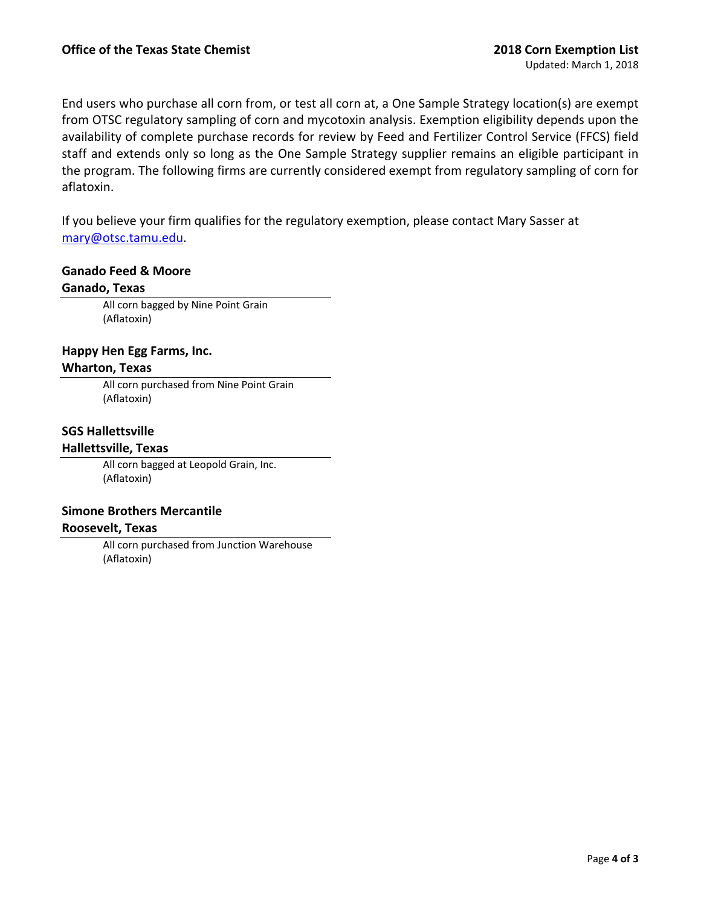End users who purchase all corn from, or test all corn at, a One Sample Strategy location(s) are exempt from OTSC regulatory sampling of corn and mycotoxin analysis. Exemption eligibility depends upon the availability of complete purchase records for review by Feed and Fertilizer Control Service (FFCS) field staff and extends only so long as the One Sample Strategy supplier remains an eligible participant in the program. The following firms are currently considered exempt from regulatory sampling of corn for aflatoxin.

If you believe your firm qualifies for the regulatory exemption, please contact Mary Sasser at mary@otsc.tamu.edu.

**Ganado Feed & Moore**
**Ganado, Texas**

All corn bagged by Nine Point Grain
(Aflatoxin)

**Happy Hen Egg Farms, Inc.**
**Wharton, Texas**

All corn purchased from Nine Point Grain
(Aflatoxin)

**SGS Hallettsville**
**Hallettsville, Texas**

All corn bagged at Leopold Grain, Inc.
(Aflatoxin)

**Simone Brothers Mercantile**
**Roosevelt, Texas**

All corn purchased from Junction Warehouse
(Aflatoxin)